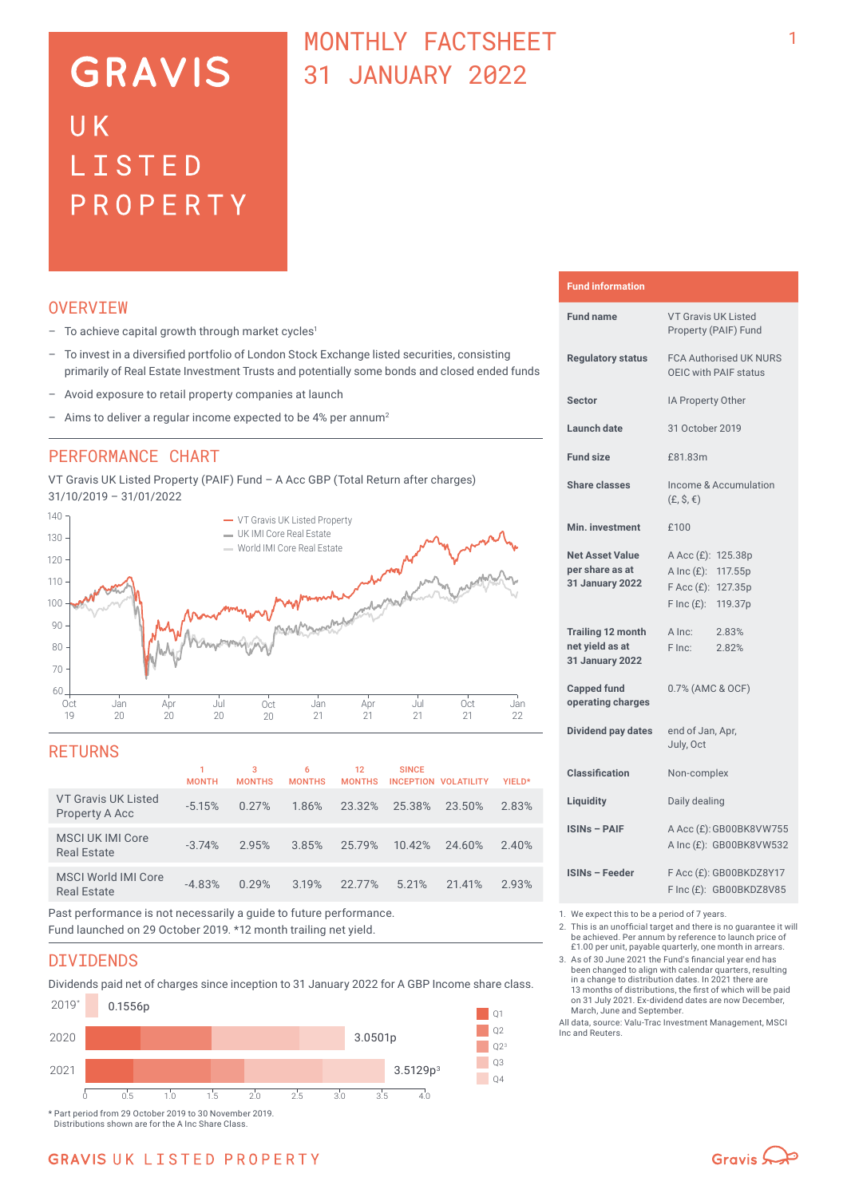# GRAVIS UK LISTED PROPERTY

## MONTHLY FACTSHEET 31 JANUARY 2022

## OVERVIEW

- To achieve capital growth through market cycles[1]
- To invest in a diversified portfolio of London Stock Exchange listed securities, consisting primarily of Real Estate Investment Trusts and potentially some bonds and closed ended funds
- Avoid exposure to retail property companies at launch
- Aims to deliver a regular income expected to be 4% per annum[2]

## PERFORMANCE CHART

VT Gravis UK Listed Property (PAIF) Fund – A Acc GBP (Total Return after charges)
31/10/2019 – 31/01/2022

Legend: VT Gravis UK Listed Property; UK IMI Core Real Estate; World IMI Core Real Estate

## RETURNS

| | 1 MONTH | 3 MONTHS | 6 MONTHS | 12 MONTHS | SINCE INCEPTION | VOLATILITY | YIELD* |
|---|---|---|---|---|---|---|---|
| VT Gravis UK Listed Property A Acc | -5.15% | 0.27% | 1.86% | 23.32% | 25.38% | 23.50% | 2.83% |
| MSCI UK IMI Core Real Estate | -3.74% | 2.95% | 3.85% | 25.79% | 10.42% | 24.60% | 2.40% |
| MSCI World IMI Core Real Estate | -4.83% | 0.29% | 3.19% | 22.77% | 5.21% | 21.41% | 2.93% |

Past performance is not necessarily a guide to future performance.
Fund launched on 29 October 2019. *12 month trailing net yield.

## DIVIDENDS

Dividends paid net of charges since inception to 31 January 2022 for A GBP Income share class.

| Year | Total |
|---|---|
| 2019* | 0.1556p |
| 2020 | 3.0501p |
| 2021 | 3.5129p[3] |

Legend: Q1, Q2, Q2[3], Q3, Q4

\* Part period from 29 October 2019 to 30 November 2019.
Distributions shown are for the A Inc Share Class.

## Fund information

| | |
|---|---|
| Fund name | VT Gravis UK Listed Property (PAIF) Fund |
| Regulatory status | FCA Authorised UK NURS OEIC with PAIF status |
| Sector | IA Property Other |
| Launch date | 31 October 2019 |
| Fund size | £81.83m |
| Share classes | Income & Accumulation (£, $, €) |
| Min. investment | £100 |
| Net Asset Value per share as at 31 January 2022 | A Acc (£): 125.38p<br>A Inc (£): 117.55p<br>F Acc (£): 127.35p<br>F Inc (£): 119.37p |
| Trailing 12 month net yield as at 31 January 2022 | A Inc: 2.83%<br>F Inc: 2.82% |
| Capped fund operating charges | 0.7% (AMC & OCF) |
| Dividend pay dates | end of Jan, Apr, July, Oct |
| Classification | Non-complex |
| Liquidity | Daily dealing |
| ISINs – PAIF | A Acc (£): GB00BK8VW755<br>A Inc (£): GB00BK8VW532 |
| ISINs – Feeder | F Acc (£): GB00BKDZ8Y17<br>F Inc (£): GB00BKDZ8V85 |

1. We expect this to be a period of 7 years.
2. This is an unofficial target and there is no guarantee it will be achieved. Per annum by reference to launch price of £1.00 per unit, payable quarterly, one month in arrears.
3. As of 30 June 2021 the Fund's financial year end has been changed to align with calendar quarters, resulting in a change to distribution dates. In 2021 there are 13 months of distributions, the first of which will be paid on 31 July 2021. Ex-dividend dates are now December, March, June and September.

All data, source: Valu-Trac Investment Management, MSCI Inc and Reuters.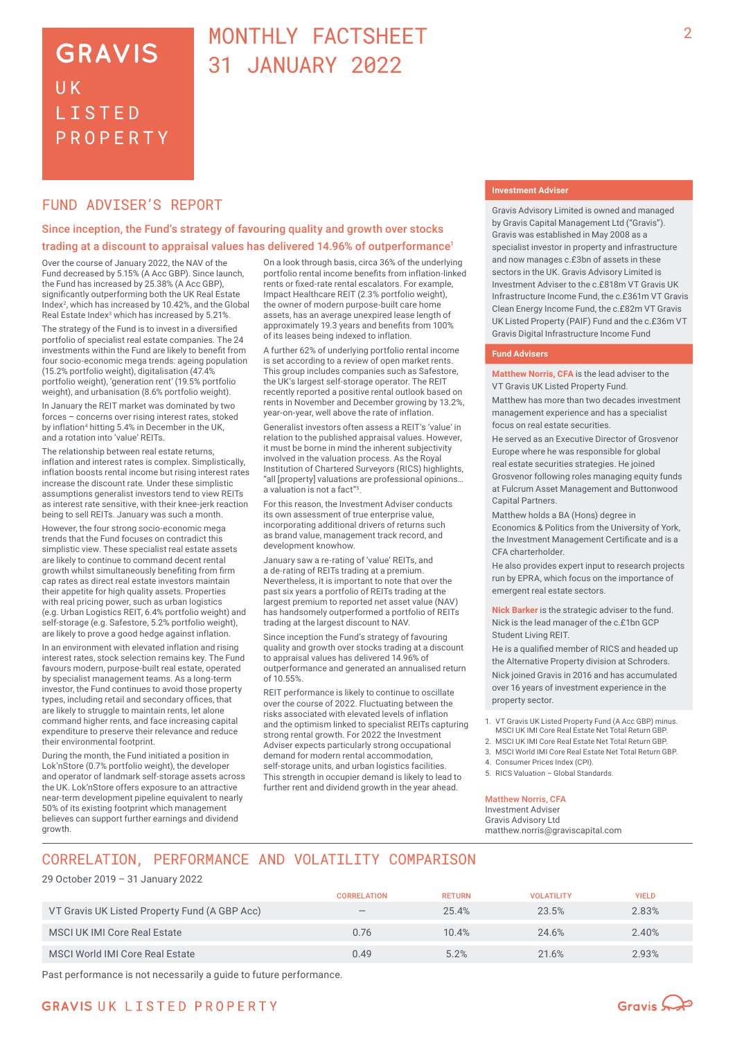# MONTHLY FACTSHEET 31 JANUARY 2022

**GRAVIS**
UK LISTED PROPERTY

## FUND ADVISER'S REPORT

### Since inception, the Fund's strategy of favouring quality and growth over stocks trading at a discount to appraisal values has delivered 14.96% of outperformance[1]

Over the course of January 2022, the NAV of the Fund decreased by 5.15% (A Acc GBP). Since launch, the Fund has increased by 25.38% (A Acc GBP), significantly outperforming both the UK Real Estate Index[2], which has increased by 10.42%, and the Global Real Estate Index[3] which has increased by 5.21%.

The strategy of the Fund is to invest in a diversified portfolio of specialist real estate companies. The 24 investments within the Fund are likely to benefit from four socio-economic mega trends: ageing population (15.2% portfolio weight), digitalisation (47.4% portfolio weight), 'generation rent' (19.5% portfolio weight), and urbanisation (8.6% portfolio weight).

In January the REIT market was dominated by two forces – concerns over rising interest rates, stoked by inflation[4] hitting 5.4% in December in the UK, and a rotation into 'value' REITs.

The relationship between real estate returns, inflation and interest rates is complex. Simplistically, inflation boosts rental income but rising interest rates increase the discount rate. Under these simplistic assumptions generalist investors tend to view REITs as interest rate sensitive, with their knee-jerk reaction being to sell REITs. January was such a month.

However, the four strong socio-economic mega trends that the Fund focuses on contradict this simplistic view. These specialist real estate assets are likely to continue to command decent rental growth whilst simultaneously benefiting from firm cap rates as direct real estate investors maintain their appetite for high quality assets. Properties with real pricing power, such as urban logistics (e.g. Urban Logistics REIT, 6.4% portfolio weight) and self-storage (e.g. Safestore, 5.2% portfolio weight), are likely to prove a good hedge against inflation.

In an environment with elevated inflation and rising interest rates, stock selection remains key. The Fund favours modern, purpose-built real estate, operated by specialist management teams. As a long-term investor, the Fund continues to avoid those property types, including retail and secondary offices, that are likely to struggle to maintain rents, let alone command higher rents, and face increasing capital expenditure to preserve their relevance and reduce their environmental footprint.

During the month, the Fund initiated a position in Lok'nStore (0.7% portfolio weight), the developer and operator of landmark self-storage assets across the UK. Lok'nStore offers exposure to an attractive near-term development pipeline equivalent to nearly 50% of its existing footprint which management believes can support further earnings and dividend growth.

On a look through basis, circa 36% of the underlying portfolio rental income benefits from inflation-linked rents or fixed-rate rental escalators. For example, Impact Healthcare REIT (2.3% portfolio weight), the owner of modern purpose-built care home assets, has an average unexpired lease length of approximately 19.3 years and benefits from 100% of its leases being indexed to inflation.

A further 62% of underlying portfolio rental income is set according to a review of open market rents. This group includes companies such as Safestore, the UK's largest self-storage operator. The REIT recently reported a positive rental outlook based on rents in November and December growing by 13.2%, year-on-year, well above the rate of inflation.

Generalist investors often assess a REIT's 'value' in relation to the published appraisal values. However, it must be borne in mind the inherent subjectivity involved in the valuation process. As the Royal Institution of Chartered Surveyors (RICS) highlights, "all [property] valuations are professional opinions… a valuation is not a fact"[5].

For this reason, the Investment Adviser conducts its own assessment of true enterprise value, incorporating additional drivers of returns such as brand value, management track record, and development knowhow.

January saw a re-rating of 'value' REITs, and a de-rating of REITs trading at a premium. Nevertheless, it is important to note that over the past six years a portfolio of REITs trading at the largest premium to reported net asset value (NAV) has handsomely outperformed a portfolio of REITs trading at the largest discount to NAV.

Since inception the Fund's strategy of favouring quality and growth over stocks trading at a discount to appraisal values has delivered 14.96% of outperformance and generated an annualised return of 10.55%.

REIT performance is likely to continue to oscillate over the course of 2022. Fluctuating between the risks associated with elevated levels of inflation and the optimism linked to specialist REITs capturing strong rental growth. For 2022 the Investment Adviser expects particularly strong occupational demand for modern rental accommodation, self-storage units, and urban logistics facilities. This strength in occupier demand is likely to lead to further rent and dividend growth in the year ahead.

#### Investment Adviser

Gravis Advisory Limited is owned and managed by Gravis Capital Management Ltd ("Gravis"). Gravis was established in May 2008 as a specialist investor in property and infrastructure and now manages c.£3bn of assets in these sectors in the UK. Gravis Advisory Limited is Investment Adviser to the c.£818m VT Gravis UK Infrastructure Income Fund, the c.£361m VT Gravis Clean Energy Income Fund, the c.£82m VT Gravis UK Listed Property (PAIF) Fund and the c.£36m VT Gravis Digital Infrastructure Income Fund

#### Fund Advisers

**Matthew Norris, CFA** is the lead adviser to the VT Gravis UK Listed Property Fund.

Matthew has more than two decades investment management experience and has a specialist focus on real estate securities.

He served as an Executive Director of Grosvenor Europe where he was responsible for global real estate securities strategies. He joined Grosvenor following roles managing equity funds at Fulcrum Asset Management and Buttonwood Capital Partners.

Matthew holds a BA (Hons) degree in Economics & Politics from the University of York, the Investment Management Certificate and is a CFA charterholder.

He also provides expert input to research projects run by EPRA, which focus on the importance of emergent real estate sectors.

**Nick Barker** is the strategic adviser to the fund. Nick is the lead manager of the c.£1bn GCP Student Living REIT.

He is a qualified member of RICS and headed up the Alternative Property division at Schroders.

Nick joined Gravis in 2016 and has accumulated over 16 years of investment experience in the property sector.

1. VT Gravis UK Listed Property Fund (A Acc GBP) minus. MSCI UK IMI Core Real Estate Net Total Return GBP.
2. MSCI UK IMI Core Real Estate Net Total Return GBP.
3. MSCI World IMI Core Real Estate Net Total Return GBP.
4. Consumer Prices Index (CPI).
5. RICS Valuation – Global Standards.

**Matthew Norris, CFA**
Investment Adviser
Gravis Advisory Ltd
matthew.norris@graviscapital.com

## CORRELATION, PERFORMANCE AND VOLATILITY COMPARISON

29 October 2019 – 31 January 2022

| | CORRELATION | RETURN | VOLATILITY | YIELD |
|---|---|---|---|---|
| VT Gravis UK Listed Property Fund (A GBP Acc) | – | 25.4% | 23.5% | 2.83% |
| MSCI UK IMI Core Real Estate | 0.76 | 10.4% | 24.6% | 2.40% |
| MSCI World IMI Core Real Estate | 0.49 | 5.2% | 21.6% | 2.93% |

Past performance is not necessarily a guide to future performance.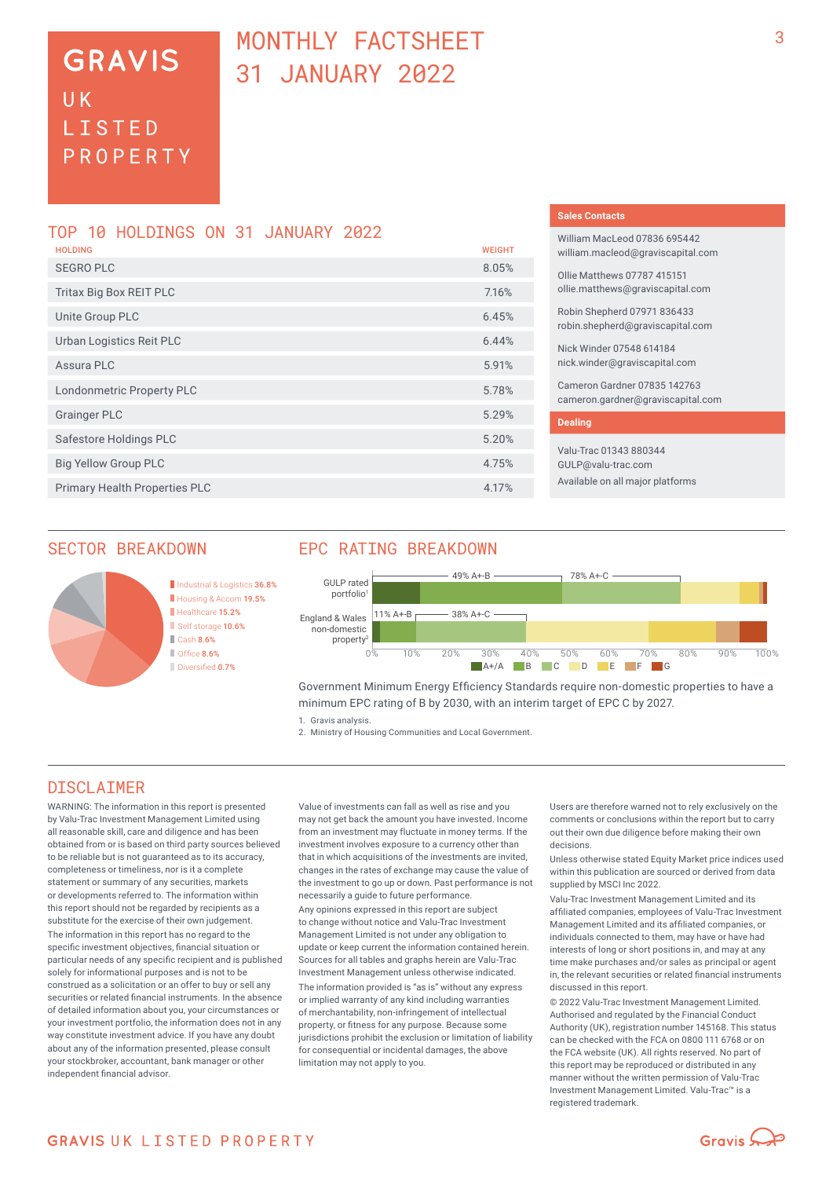# GRAVIS UK LISTED PROPERTY

# MONTHLY FACTSHEET 31 JANUARY 2022

## TOP 10 HOLDINGS ON 31 JANUARY 2022

| HOLDING | WEIGHT |
|---|---|
| SEGRO PLC | 8.05% |
| Tritax Big Box REIT PLC | 7.16% |
| Unite Group PLC | 6.45% |
| Urban Logistics Reit PLC | 6.44% |
| Assura PLC | 5.91% |
| Londonmetric Property PLC | 5.78% |
| Grainger PLC | 5.29% |
| Safestore Holdings PLC | 5.20% |
| Big Yellow Group PLC | 4.75% |
| Primary Health Properties PLC | 4.17% |

### Sales Contacts

William MacLeod 07836 695442
william.macleod@graviscapital.com

Ollie Matthews 07787 415151
ollie.matthews@graviscapital.com

Robin Shepherd 07971 836433
robin.shepherd@graviscapital.com

Nick Winder 07548 614184
nick.winder@graviscapital.com

Cameron Gardner 07835 142763
cameron.gardner@graviscapital.com

### Dealing

Valu-Trac 01343 880344
GULP@valu-trac.com
Available on all major platforms

## SECTOR BREAKDOWN

Industrial & Logistics 36.8%
Housing & Accom 19.5%
Healthcare 15.2%
Self storage 10.6%
Cash 8.6%
Office 8.6%
Diversified 0.7%

## EPC RATING BREAKDOWN

GULP rated portfolio[1]
49% A+-B
78% A+-C

England & Wales non-domestic property[2]
11% A+-B
38% A+-C

0% 10% 20% 30% 40% 50% 60% 70% 80% 90% 100%

A+/A B C D E F G

Government Minimum Energy Efficiency Standards require non-domestic properties to have a minimum EPC rating of B by 2030, with an interim target of EPC C by 2027.

1. Gravis analysis.
2. Ministry of Housing Communities and Local Government.

## DISCLAIMER

WARNING: The information in this report is presented by Valu-Trac Investment Management Limited using all reasonable skill, care and diligence and has been obtained from or is based on third party sources believed to be reliable but is not guaranteed as to its accuracy, completeness or timeliness, nor is it a complete statement or summary of any securities, markets or developments referred to. The information within this report should not be regarded by recipients as a substitute for the exercise of their own judgement.

The information in this report has no regard to the specific investment objectives, financial situation or particular needs of any specific recipient and is published solely for informational purposes and is not to be construed as a solicitation or an offer to buy or sell any securities or related financial instruments. In the absence of detailed information about you, your circumstances or your investment portfolio, the information does not in any way constitute investment advice. If you have any doubt about any of the information presented, please consult your stockbroker, accountant, bank manager or other independent financial advisor.

Value of investments can fall as well as rise and you may not get back the amount you have invested. Income from an investment may fluctuate in money terms. If the investment involves exposure to a currency other than that in which acquisitions of the investments are invited, changes in the rates of exchange may cause the value of the investment to go up or down. Past performance is not necessarily a guide to future performance.

Any opinions expressed in this report are subject to change without notice and Valu-Trac Investment Management Limited is not under any obligation to update or keep current the information contained herein. Sources for all tables and graphs herein are Valu-Trac Investment Management unless otherwise indicated.

The information provided is "as is" without any express or implied warranty of any kind including warranties of merchantability, non-infringement of intellectual property, or fitness for any purpose. Because some jurisdictions prohibit the exclusion or limitation of liability for consequential or incidental damages, the above limitation may not apply to you.

Users are therefore warned not to rely exclusively on the comments or conclusions within the report but to carry out their own due diligence before making their own decisions.

Unless otherwise stated Equity Market price indices used within this publication are sourced or derived from data supplied by MSCI Inc 2022.

Valu-Trac Investment Management Limited and its affiliated companies, employees of Valu-Trac Investment Management Limited and its affiliated companies, or individuals connected to them, may have or have had interests of long or short positions in, and may at any time make purchases and/or sales as principal or agent in, the relevant securities or related financial instruments discussed in this report.

© 2022 Valu-Trac Investment Management Limited. Authorised and regulated by the Financial Conduct Authority (UK), registration number 145168. This status can be checked with the FCA on 0800 111 6768 or on the FCA website (UK). All rights reserved. No part of this report may be reproduced or distributed in any manner without the written permission of Valu-Trac Investment Management Limited. Valu-Trac™ is a registered trademark.